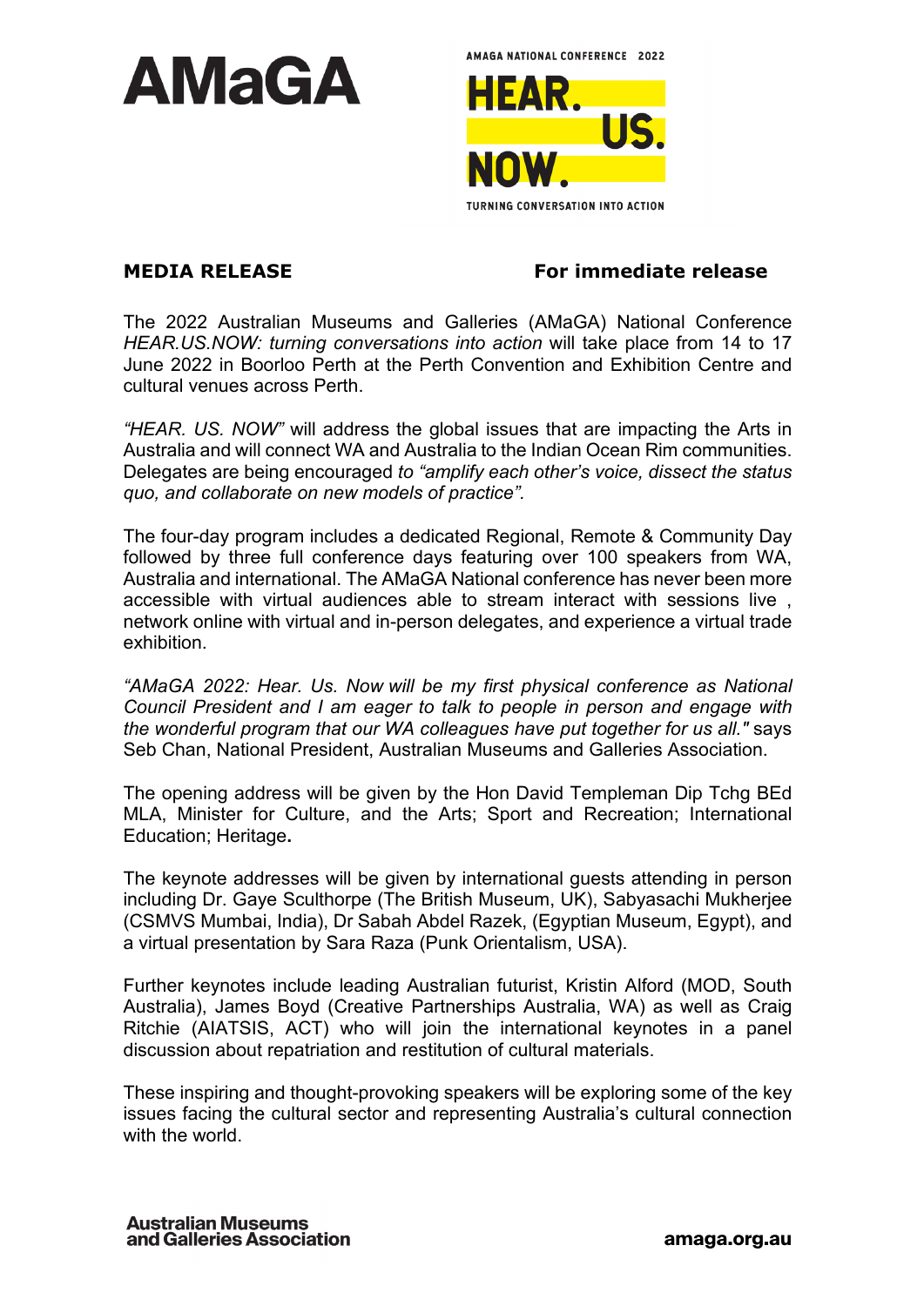AMaGA

AMAGA NATIONAL CONFERENCE 2022

HEAR. US. NOW.

TURNING CONVERSATION INTO ACTION

**MEDIA RELEASE** **For immediate release**

The 2022 Australian Museums and Galleries (AMaGA) National Conference *HEAR.US.NOW: turning conversations into action* will take place from 14 to 17 June 2022 in Boorloo Perth at the Perth Convention and Exhibition Centre and cultural venues across Perth.

*"HEAR. US. NOW"* will address the global issues that are impacting the Arts in Australia and will connect WA and Australia to the Indian Ocean Rim communities. Delegates are being encouraged *to "amplify each other's voice, dissect the status quo, and collaborate on new models of practice".*

The four-day program includes a dedicated Regional, Remote & Community Day followed by three full conference days featuring over 100 speakers from WA, Australia and international. The AMaGA National conference has never been more accessible with virtual audiences able to stream interact with sessions live , network online with virtual and in-person delegates, and experience a virtual trade exhibition.

*"AMaGA 2022: Hear. Us. Now will be my first physical conference as National Council President and I am eager to talk to people in person and engage with the wonderful program that our WA colleagues have put together for us all."* says Seb Chan, National President, Australian Museums and Galleries Association.

The opening address will be given by the Hon David Templeman Dip Tchg BEd MLA, Minister for Culture, and the Arts; Sport and Recreation; International Education; Heritage**.**

The keynote addresses will be given by international guests attending in person including Dr. Gaye Sculthorpe (The British Museum, UK), Sabyasachi Mukherjee (CSMVS Mumbai, India), Dr Sabah Abdel Razek, (Egyptian Museum, Egypt), and a virtual presentation by Sara Raza (Punk Orientalism, USA).

Further keynotes include leading Australian futurist, Kristin Alford (MOD, South Australia), James Boyd (Creative Partnerships Australia, WA) as well as Craig Ritchie (AIATSIS, ACT) who will join the international keynotes in a panel discussion about repatriation and restitution of cultural materials.

These inspiring and thought-provoking speakers will be exploring some of the key issues facing the cultural sector and representing Australia's cultural connection with the world.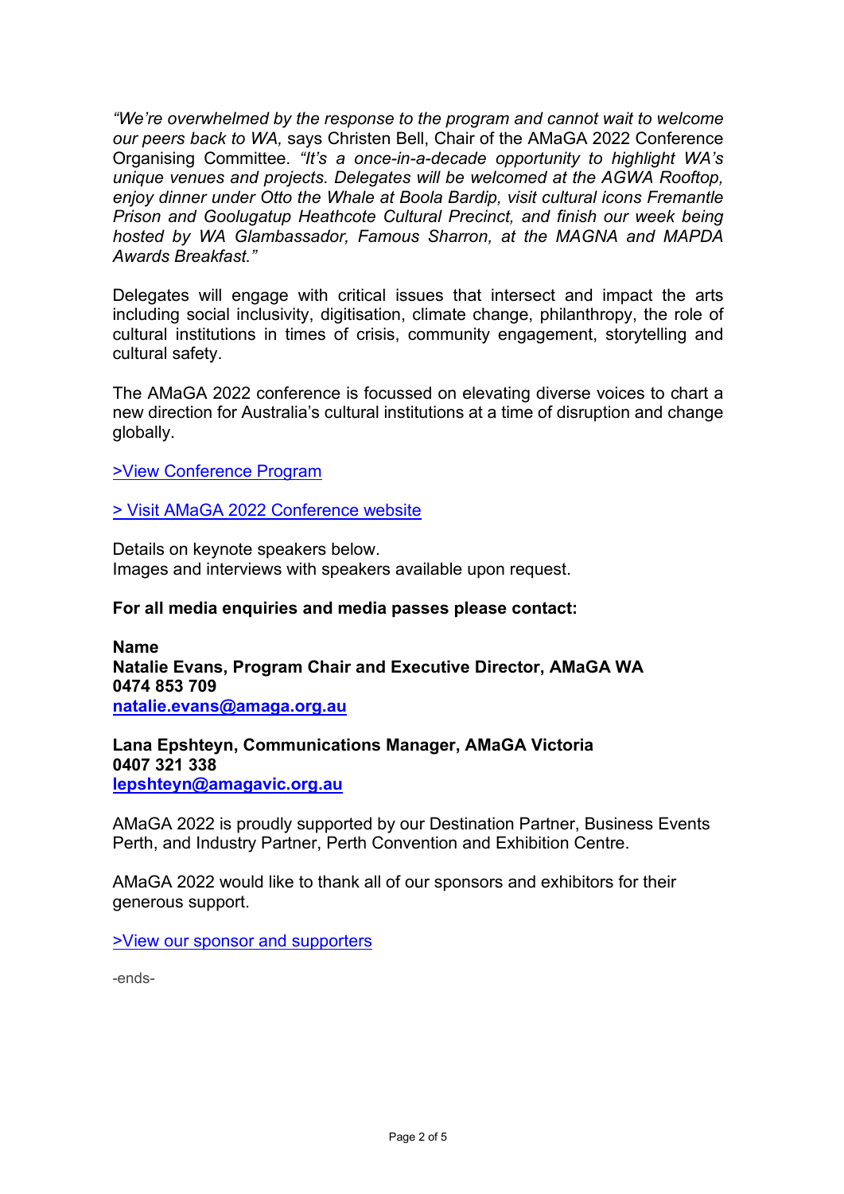*"We're overwhelmed by the response to the program and cannot wait to welcome our peers back to WA,* says Christen Bell, Chair of the AMaGA 2022 Conference Organising Committee. *"It's a once-in-a-decade opportunity to highlight WA's unique venues and projects. Delegates will be welcomed at the AGWA Rooftop, enjoy dinner under Otto the Whale at Boola Bardip, visit cultural icons Fremantle Prison and Goolugatup Heathcote Cultural Precinct, and finish our week being hosted by WA Glambassador, Famous Sharron, at the MAGNA and MAPDA Awards Breakfast."*

Delegates will engage with critical issues that intersect and impact the arts including social inclusivity, digitisation, climate change, philanthropy, the role of cultural institutions in times of crisis, community engagement, storytelling and cultural safety.

The AMaGA 2022 conference is focussed on elevating diverse voices to chart a new direction for Australia's cultural institutions at a time of disruption and change globally.

>View Conference Program

> Visit AMaGA 2022 Conference website

Details on keynote speakers below.
Images and interviews with speakers available upon request.

**For all media enquiries and media passes please contact:**

**Name**
**Natalie Evans, Program Chair and Executive Director, AMaGA WA**
**0474 853 709**
**natalie.evans@amaga.org.au**

**Lana Epshteyn, Communications Manager, AMaGA Victoria**
**0407 321 338**
**lepshteyn@amagavic.org.au**

AMaGA 2022 is proudly supported by our Destination Partner, Business Events Perth, and Industry Partner, Perth Convention and Exhibition Centre.

AMaGA 2022 would like to thank all of our sponsors and exhibitors for their generous support.

>View our sponsor and supporters

-ends-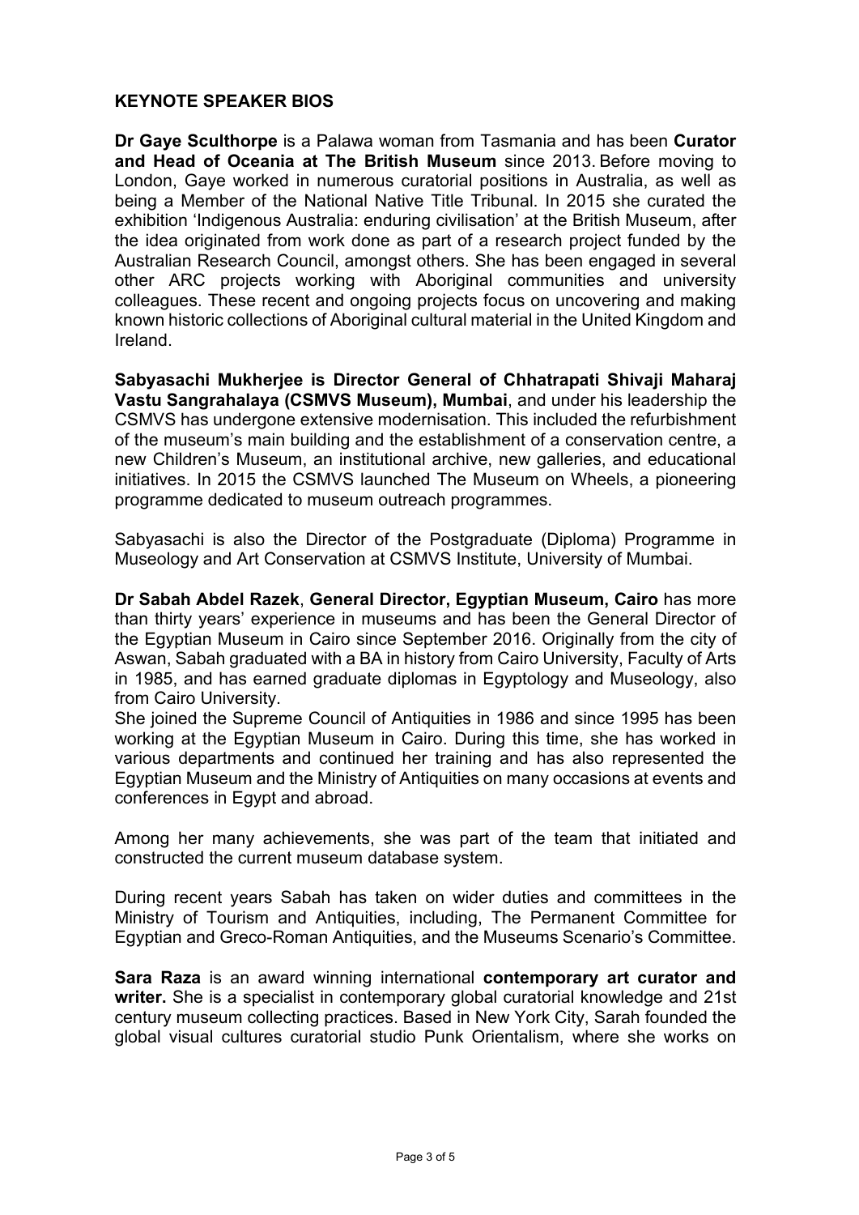## KEYNOTE SPEAKER BIOS

**Dr Gaye Sculthorpe** is a Palawa woman from Tasmania and has been **Curator and Head of Oceania at The British Museum** since 2013. Before moving to London, Gaye worked in numerous curatorial positions in Australia, as well as being a Member of the National Native Title Tribunal. In 2015 she curated the exhibition 'Indigenous Australia: enduring civilisation' at the British Museum, after the idea originated from work done as part of a research project funded by the Australian Research Council, amongst others. She has been engaged in several other ARC projects working with Aboriginal communities and university colleagues. These recent and ongoing projects focus on uncovering and making known historic collections of Aboriginal cultural material in the United Kingdom and Ireland.

**Sabyasachi Mukherjee is Director General of Chhatrapati Shivaji Maharaj Vastu Sangrahalaya (CSMVS Museum), Mumbai**, and under his leadership the CSMVS has undergone extensive modernisation. This included the refurbishment of the museum's main building and the establishment of a conservation centre, a new Children's Museum, an institutional archive, new galleries, and educational initiatives. In 2015 the CSMVS launched The Museum on Wheels, a pioneering programme dedicated to museum outreach programmes.

Sabyasachi is also the Director of the Postgraduate (Diploma) Programme in Museology and Art Conservation at CSMVS Institute, University of Mumbai.

**Dr Sabah Abdel Razek**, **General Director, Egyptian Museum, Cairo** has more than thirty years' experience in museums and has been the General Director of the Egyptian Museum in Cairo since September 2016. Originally from the city of Aswan, Sabah graduated with a BA in history from Cairo University, Faculty of Arts in 1985, and has earned graduate diplomas in Egyptology and Museology, also from Cairo University.
She joined the Supreme Council of Antiquities in 1986 and since 1995 has been working at the Egyptian Museum in Cairo. During this time, she has worked in various departments and continued her training and has also represented the Egyptian Museum and the Ministry of Antiquities on many occasions at events and conferences in Egypt and abroad.

Among her many achievements, she was part of the team that initiated and constructed the current museum database system.

During recent years Sabah has taken on wider duties and committees in the Ministry of Tourism and Antiquities, including, The Permanent Committee for Egyptian and Greco-Roman Antiquities, and the Museums Scenario's Committee.

**Sara Raza** is an award winning international **contemporary art curator and writer.** She is a specialist in contemporary global curatorial knowledge and 21st century museum collecting practices. Based in New York City, Sarah founded the global visual cultures curatorial studio Punk Orientalism, where she works on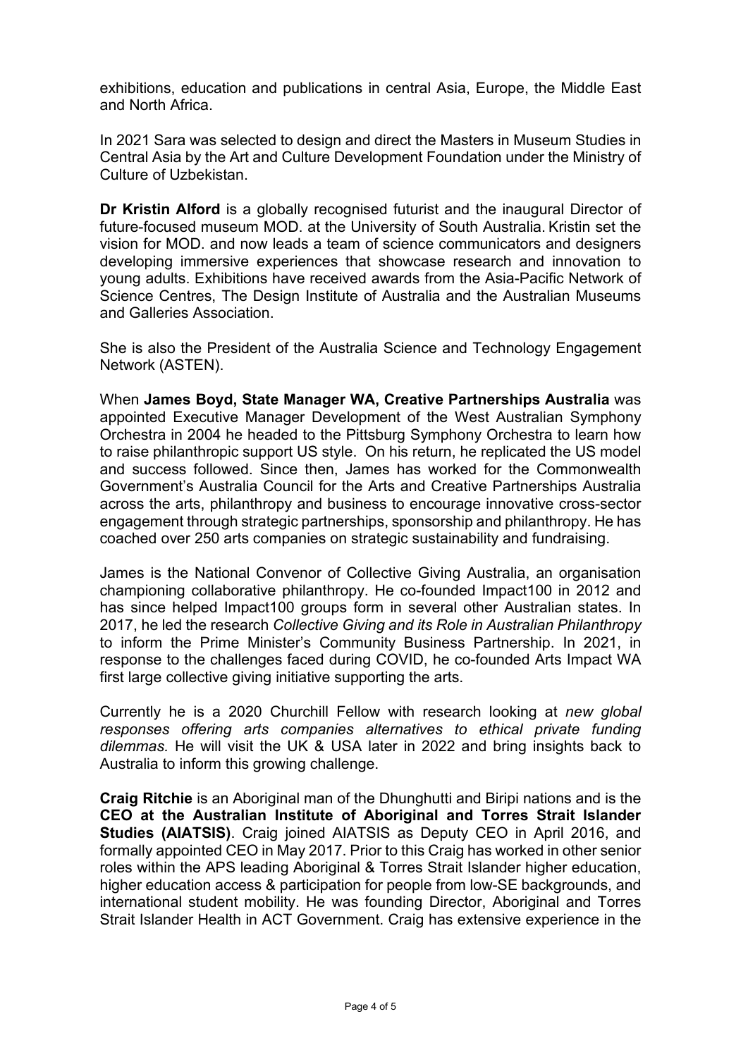exhibitions, education and publications in central Asia, Europe, the Middle East and North Africa.

In 2021 Sara was selected to design and direct the Masters in Museum Studies in Central Asia by the Art and Culture Development Foundation under the Ministry of Culture of Uzbekistan.

**Dr Kristin Alford** is a globally recognised futurist and the inaugural Director of future-focused museum MOD. at the University of South Australia. Kristin set the vision for MOD. and now leads a team of science communicators and designers developing immersive experiences that showcase research and innovation to young adults. Exhibitions have received awards from the Asia-Pacific Network of Science Centres, The Design Institute of Australia and the Australian Museums and Galleries Association.

She is also the President of the Australia Science and Technology Engagement Network (ASTEN).

When **James Boyd, State Manager WA, Creative Partnerships Australia** was appointed Executive Manager Development of the West Australian Symphony Orchestra in 2004 he headed to the Pittsburg Symphony Orchestra to learn how to raise philanthropic support US style. On his return, he replicated the US model and success followed. Since then, James has worked for the Commonwealth Government's Australia Council for the Arts and Creative Partnerships Australia across the arts, philanthropy and business to encourage innovative cross-sector engagement through strategic partnerships, sponsorship and philanthropy. He has coached over 250 arts companies on strategic sustainability and fundraising.

James is the National Convenor of Collective Giving Australia, an organisation championing collaborative philanthropy. He co-founded Impact100 in 2012 and has since helped Impact100 groups form in several other Australian states. In 2017, he led the research *Collective Giving and its Role in Australian Philanthropy* to inform the Prime Minister's Community Business Partnership. In 2021, in response to the challenges faced during COVID, he co-founded Arts Impact WA first large collective giving initiative supporting the arts.

Currently he is a 2020 Churchill Fellow with research looking at *new global responses offering arts companies alternatives to ethical private funding dilemmas.* He will visit the UK & USA later in 2022 and bring insights back to Australia to inform this growing challenge.

**Craig Ritchie** is an Aboriginal man of the Dhunghutti and Biripi nations and is the **CEO at the Australian Institute of Aboriginal and Torres Strait Islander Studies (AIATSIS)**. Craig joined AIATSIS as Deputy CEO in April 2016, and formally appointed CEO in May 2017. Prior to this Craig has worked in other senior roles within the APS leading Aboriginal & Torres Strait Islander higher education, higher education access & participation for people from low-SE backgrounds, and international student mobility. He was founding Director, Aboriginal and Torres Strait Islander Health in ACT Government. Craig has extensive experience in the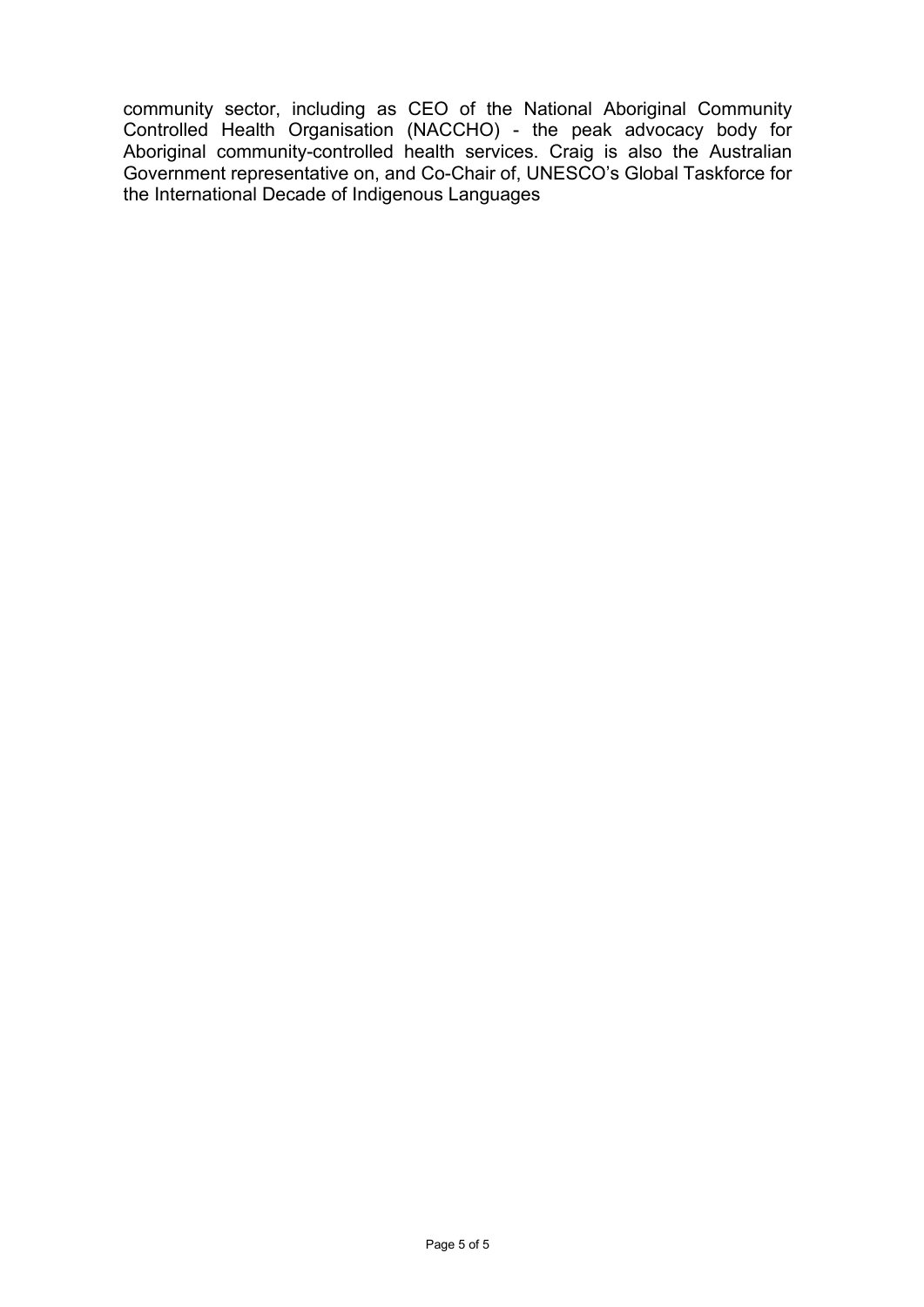community sector, including as CEO of the National Aboriginal Community Controlled Health Organisation (NACCHO) - the peak advocacy body for Aboriginal community-controlled health services. Craig is also the Australian Government representative on, and Co-Chair of, UNESCO's Global Taskforce for the International Decade of Indigenous Languages